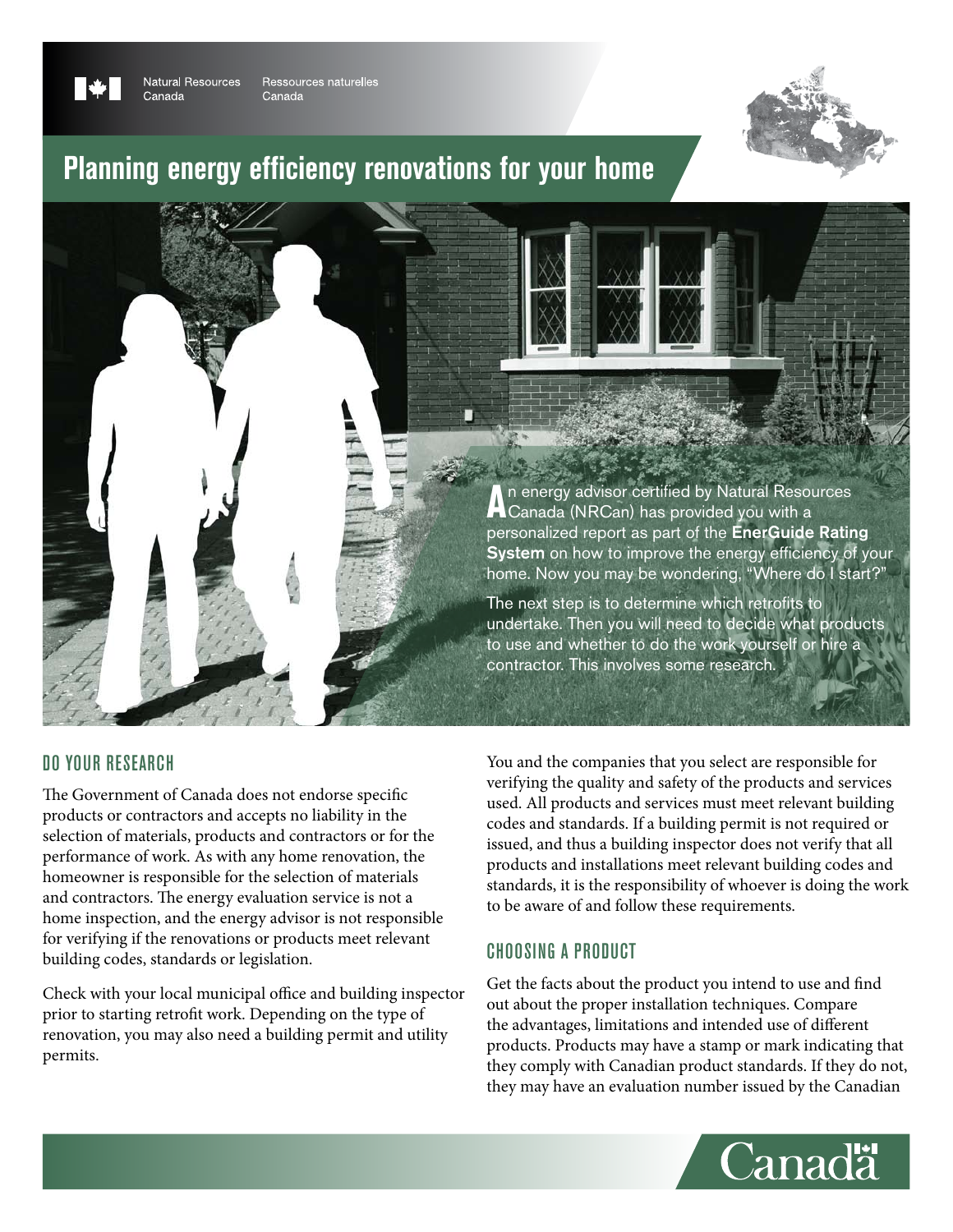Natural Resources Canada / Ressources naturelles Canada

# Planning energy efficiency renovations for your home

An energy advisor certified by Natural Resources Canada (NRCan) has provided you with a personalized report as part of the **EnerGuide Rating System** on how to improve the energy efficiency of your home. Now you may be wondering, "Where do I start?"

The next step is to determine which retrofits to undertake. Then you will need to decide what products to use and whether to do the work yourself or hire a contractor. This involves some research.

## DO YOUR RESEARCH

The Government of Canada does not endorse specific products or contractors and accepts no liability in the selection of materials, products and contractors or for the performance of work. As with any home renovation, the homeowner is responsible for the selection of materials and contractors. The energy evaluation service is not a home inspection, and the energy advisor is not responsible for verifying if the renovations or products meet relevant building codes, standards or legislation.

Check with your local municipal office and building inspector prior to starting retrofit work. Depending on the type of renovation, you may also need a building permit and utility permits.

You and the companies that you select are responsible for verifying the quality and safety of the products and services used. All products and services must meet relevant building codes and standards. If a building permit is not required or issued, and thus a building inspector does not verify that all products and installations meet relevant building codes and standards, it is the responsibility of whoever is doing the work to be aware of and follow these requirements.

## CHOOSING A PRODUCT

Get the facts about the product you intend to use and find out about the proper installation techniques. Compare the advantages, limitations and intended use of different products. Products may have a stamp or mark indicating that they comply with Canadian product standards. If they do not, they may have an evaluation number issued by the Canadian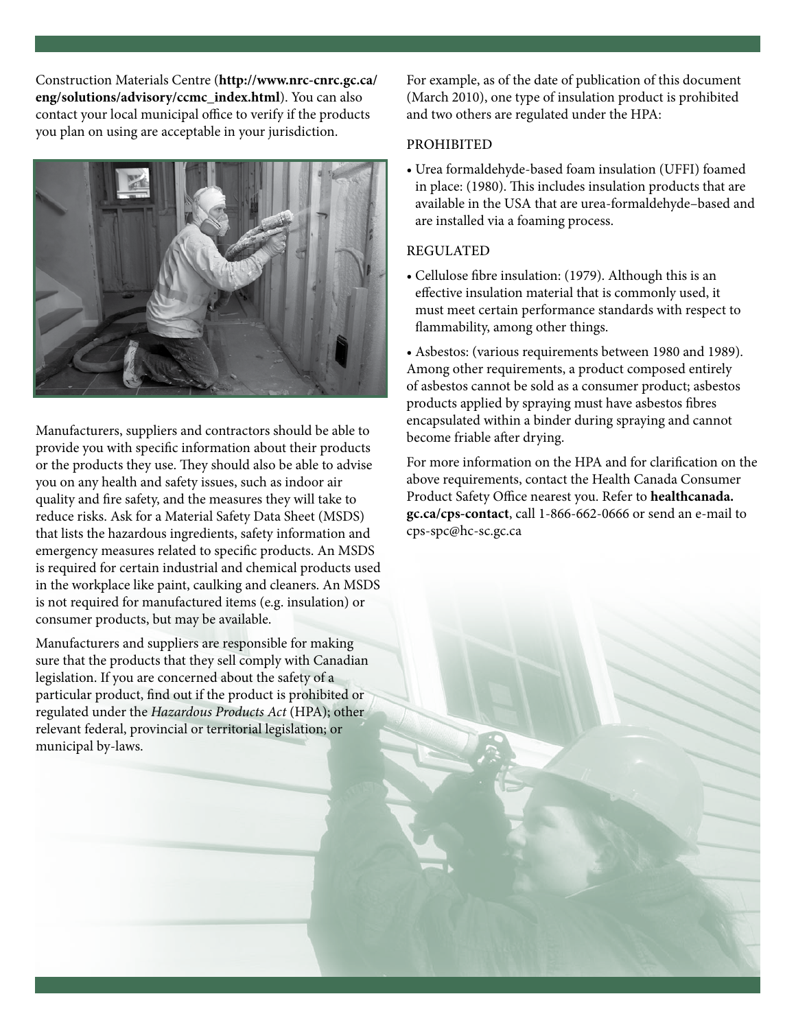Construction Materials Centre (**http://www.nrc-cnrc.gc.ca/eng/solutions/advisory/ccmc_index.html**). You can also contact your local municipal office to verify if the products you plan on using are acceptable in your jurisdiction.

Manufacturers, suppliers and contractors should be able to provide you with specific information about their products or the products they use. They should also be able to advise you on any health and safety issues, such as indoor air quality and fire safety, and the measures they will take to reduce risks. Ask for a Material Safety Data Sheet (MSDS) that lists the hazardous ingredients, safety information and emergency measures related to specific products. An MSDS is required for certain industrial and chemical products used in the workplace like paint, caulking and cleaners. An MSDS is not required for manufactured items (e.g. insulation) or consumer products, but may be available.

Manufacturers and suppliers are responsible for making sure that the products that they sell comply with Canadian legislation. If you are concerned about the safety of a particular product, find out if the product is prohibited or regulated under the *Hazardous Products Act* (HPA); other relevant federal, provincial or territorial legislation; or municipal by-laws.

For example, as of the date of publication of this document (March 2010), one type of insulation product is prohibited and two others are regulated under the HPA:

PROHIBITED

- Urea formaldehyde-based foam insulation (UFFI) foamed in place: (1980). This includes insulation products that are available in the USA that are urea-formaldehyde–based and are installed via a foaming process.

REGULATED

- Cellulose fibre insulation: (1979). Although this is an effective insulation material that is commonly used, it must meet certain performance standards with respect to flammability, among other things.

- Asbestos: (various requirements between 1980 and 1989). Among other requirements, a product composed entirely of asbestos cannot be sold as a consumer product; asbestos products applied by spraying must have asbestos fibres encapsulated within a binder during spraying and cannot become friable after drying.

For more information on the HPA and for clarification on the above requirements, contact the Health Canada Consumer Product Safety Office nearest you. Refer to **healthcanada.gc.ca/cps-contact**, call 1-866-662-0666 or send an e-mail to cps-spc@hc-sc.gc.ca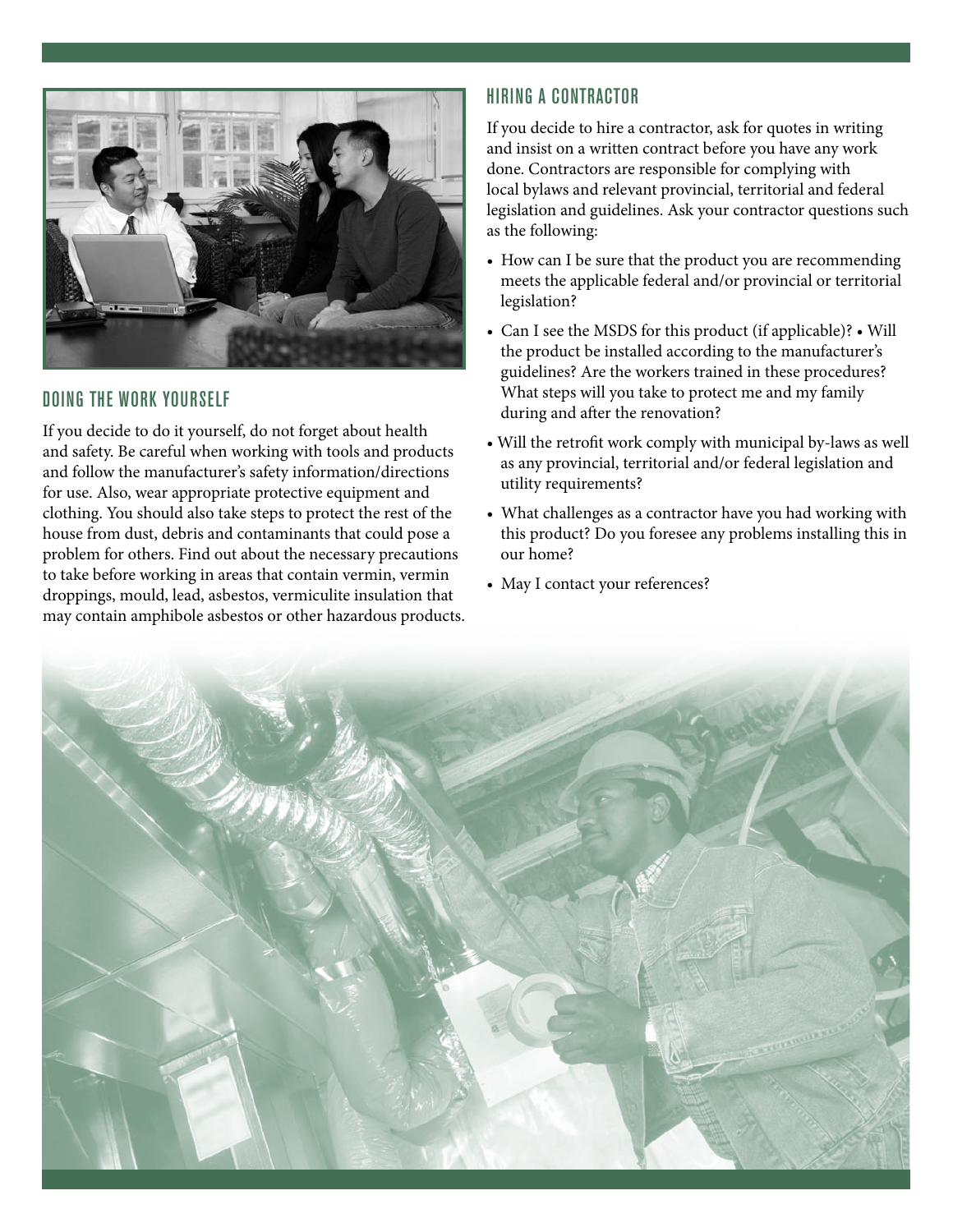## DOING THE WORK YOURSELF

If you decide to do it yourself, do not forget about health and safety. Be careful when working with tools and products and follow the manufacturer's safety information/directions for use. Also, wear appropriate protective equipment and clothing. You should also take steps to protect the rest of the house from dust, debris and contaminants that could pose a problem for others. Find out about the necessary precautions to take before working in areas that contain vermin, vermin droppings, mould, lead, asbestos, vermiculite insulation that may contain amphibole asbestos or other hazardous products.

## HIRING A CONTRACTOR

If you decide to hire a contractor, ask for quotes in writing and insist on a written contract before you have any work done. Contractors are responsible for complying with local bylaws and relevant provincial, territorial and federal legislation and guidelines. Ask your contractor questions such as the following:

- How can I be sure that the product you are recommending meets the applicable federal and/or provincial or territorial legislation?
- Can I see the MSDS for this product (if applicable)? • Will the product be installed according to the manufacturer's guidelines? Are the workers trained in these procedures? What steps will you take to protect me and my family during and after the renovation?
- Will the retrofit work comply with municipal by-laws as well as any provincial, territorial and/or federal legislation and utility requirements?
- What challenges as a contractor have you had working with this product? Do you foresee any problems installing this in our home?
- May I contact your references?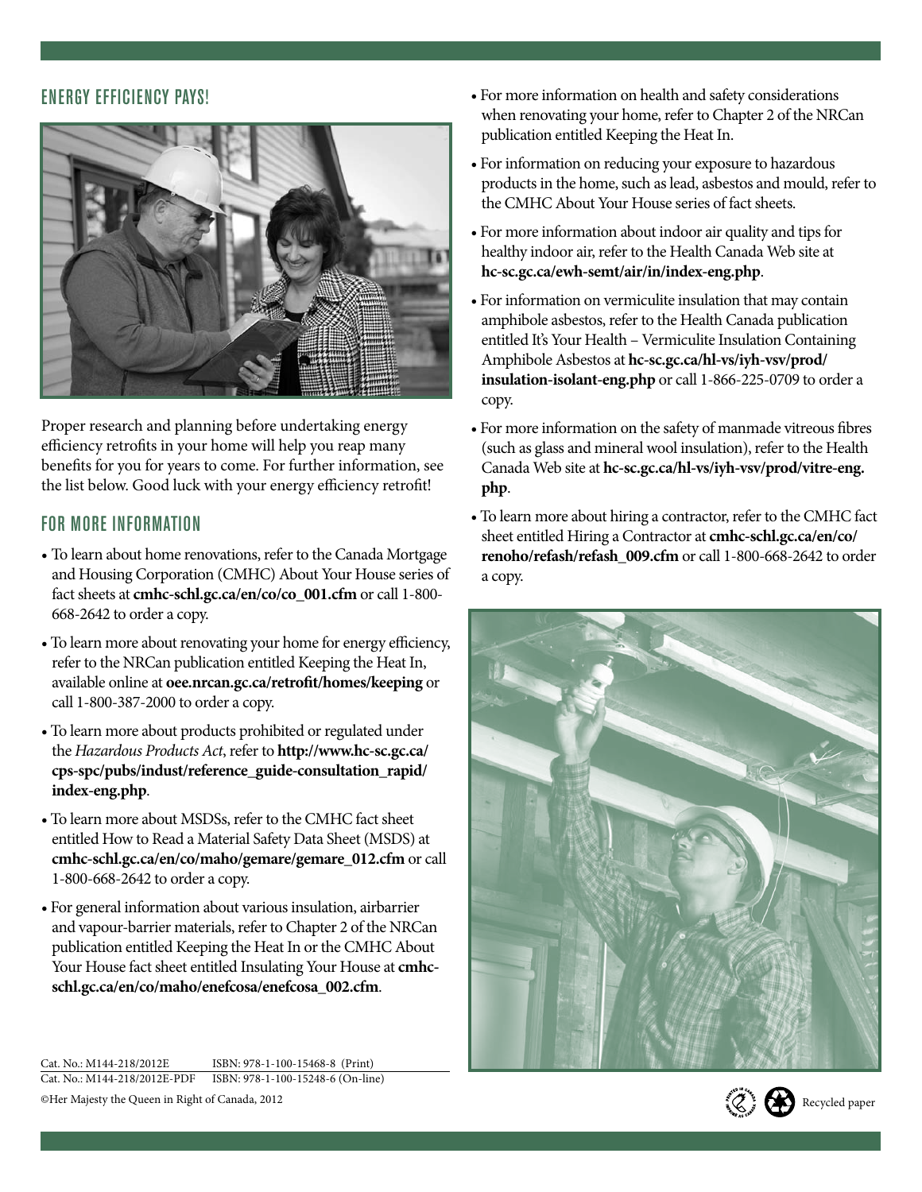## ENERGY EFFICIENCY PAYS!

Proper research and planning before undertaking energy efficiency retrofits in your home will help you reap many benefits for you for years to come. For further information, see the list below. Good luck with your energy efficiency retrofit!

## FOR MORE INFORMATION

- To learn about home renovations, refer to the Canada Mortgage and Housing Corporation (CMHC) About Your House series of fact sheets at **cmhc-schl.gc.ca/en/co/co_001.cfm** or call 1-800-668-2642 to order a copy.
- To learn more about renovating your home for energy efficiency, refer to the NRCan publication entitled Keeping the Heat In, available online at **oee.nrcan.gc.ca/retrofit/homes/keeping** or call 1-800-387-2000 to order a copy.
- To learn more about products prohibited or regulated under the *Hazardous Products Act*, refer to **http://www.hc-sc.gc.ca/cps-spc/pubs/indust/reference_guide-consultation_rapid/index-eng.php**.
- To learn more about MSDSs, refer to the CMHC fact sheet entitled How to Read a Material Safety Data Sheet (MSDS) at **cmhc-schl.gc.ca/en/co/maho/gemare/gemare_012.cfm** or call 1-800-668-2642 to order a copy.
- For general information about various insulation, airbarrier and vapour-barrier materials, refer to Chapter 2 of the NRCan publication entitled Keeping the Heat In or the CMHC About Your House fact sheet entitled Insulating Your House at **cmhc-schl.gc.ca/en/co/maho/enefcosa/enefcosa_002.cfm**.
- For more information on health and safety considerations when renovating your home, refer to Chapter 2 of the NRCan publication entitled Keeping the Heat In.
- For information on reducing your exposure to hazardous products in the home, such as lead, asbestos and mould, refer to the CMHC About Your House series of fact sheets.
- For more information about indoor air quality and tips for healthy indoor air, refer to the Health Canada Web site at **hc-sc.gc.ca/ewh-semt/air/in/index-eng.php**.
- For information on vermiculite insulation that may contain amphibole asbestos, refer to the Health Canada publication entitled It's Your Health – Vermiculite Insulation Containing Amphibole Asbestos at **hc-sc.gc.ca/hl-vs/iyh-vsv/prod/insulation-isolant-eng.php** or call 1-866-225-0709 to order a copy.
- For more information on the safety of manmade vitreous fibres (such as glass and mineral wool insulation), refer to the Health Canada Web site at **hc-sc.gc.ca/hl-vs/iyh-vsv/prod/vitre-eng.php**.
- To learn more about hiring a contractor, refer to the CMHC fact sheet entitled Hiring a Contractor at **cmhc-schl.gc.ca/en/co/renoho/refash/refash_009.cfm** or call 1-800-668-2642 to order a copy.

| | |
|---|---|
| Cat. No.: M144-218/2012E | ISBN: 978-1-100-15468-8 (Print) |
| Cat. No.: M144-218/2012E-PDF | ISBN: 978-1-100-15248-6 (On-line) |

©Her Majesty the Queen in Right of Canada, 2012

Recycled paper